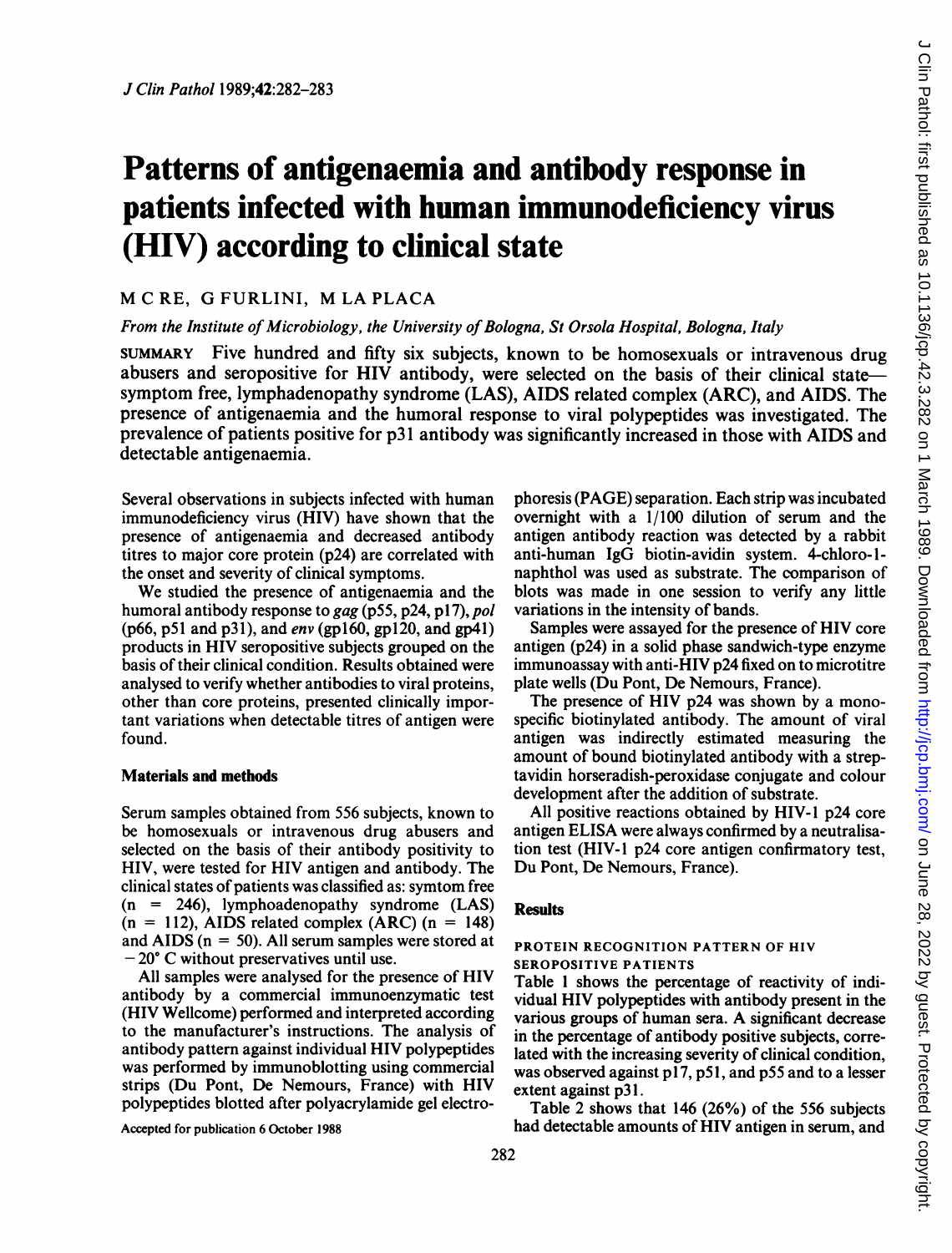# Patterns of antigenaemia and antibody response in patients infected with human immunodeficiency virus (HIV) according to clinical state

M C RE, G FURLINI, M LA PLACA

*From the Institute of Microbiology, the University of Bologna, St Orsola Hospital, Bologna, Italy*

SUMMARY Five hundred and fifty six subjects, known to be homosexuals or intravenous drug abusers and seropositive for HIV antibody, were selected on the basis of their clinical state—symptom free, lymphadenopathy syndrome (LAS), AIDS related complex (ARC), and AIDS. The presence of antigenaemia and the humoral response to viral polypeptides was investigated. The prevalence of patients positive for p31 antibody was significantly increased in those with AIDS and detectable antigenaemia.

Several observations in subjects infected with human immunodeficiency virus (HIV) have shown that the presence of antigenaemia and decreased antibody titres to major core protein (p24) are correlated with the onset and severity of clinical symptoms.

We studied the presence of antigenaemia and the humoral antibody response to *gag* (p55, p24, p17), *pol* (p66, p51 and p31), and *env* (gp160, gp120, and gp41) products in HIV seropositive subjects grouped on the basis of their clinical condition. Results obtained were analysed to verify whether antibodies to viral proteins, other than core proteins, presented clinically important variations when detectable titres of antigen were found.

## Materials and methods

Serum samples obtained from 556 subjects, known to be homosexuals or intravenous drug abusers and selected on the basis of their antibody positivity to HIV, were tested for HIV antigen and antibody. The clinical states of patients was classified as: symtom free (n = 246), lymphoadenopathy syndrome (LAS) (n = 112), AIDS related complex (ARC) (n = 148) and AIDS (n = 50). All serum samples were stored at −20° C without preservatives until use.

All samples were analysed for the presence of HIV antibody by a commercial immunoenzymatic test (HIV Wellcome) performed and interpreted according to the manufacturer's instructions. The analysis of antibody pattern against individual HIV polypeptides was performed by immunoblotting using commercial strips (Du Pont, De Nemours, France) with HIV polypeptides blotted after polyacrylamide gel electrophoresis (PAGE) separation. Each strip was incubated overnight with a 1/100 dilution of serum and the antigen antibody reaction was detected by a rabbit anti-human IgG biotin-avidin system. 4-chloro-1-naphthol was used as substrate. The comparison of blots was made in one session to verify any little variations in the intensity of bands.

Samples were assayed for the presence of HIV core antigen (p24) in a solid phase sandwich-type enzyme immunoassay with anti-HIV p24 fixed on to microtitre plate wells (Du Pont, De Nemours, France).

The presence of HIV p24 was shown by a monospecific biotinylated antibody. The amount of viral antigen was indirectly estimated measuring the amount of bound biotinylated antibody with a streptavidin horseradish-peroxidase conjugate and colour development after the addition of substrate.

All positive reactions obtained by HIV-1 p24 core antigen ELISA were always confirmed by a neutralisation test (HIV-1 p24 core antigen confirmatory test, Du Pont, De Nemours, France).

## Results

### PROTEIN RECOGNITION PATTERN OF HIV SEROPOSITIVE PATIENTS

Table 1 shows the percentage of reactivity of individual HIV polypeptides with antibody present in the various groups of human sera. A significant decrease in the percentage of antibody positive subjects, correlated with the increasing severity of clinical condition, was observed against p17, p51, and p55 and to a lesser extent against p31.

Table 2 shows that 146 (26%) of the 556 subjects had detectable amounts of HIV antigen in serum, and

Accepted for publication 6 October 1988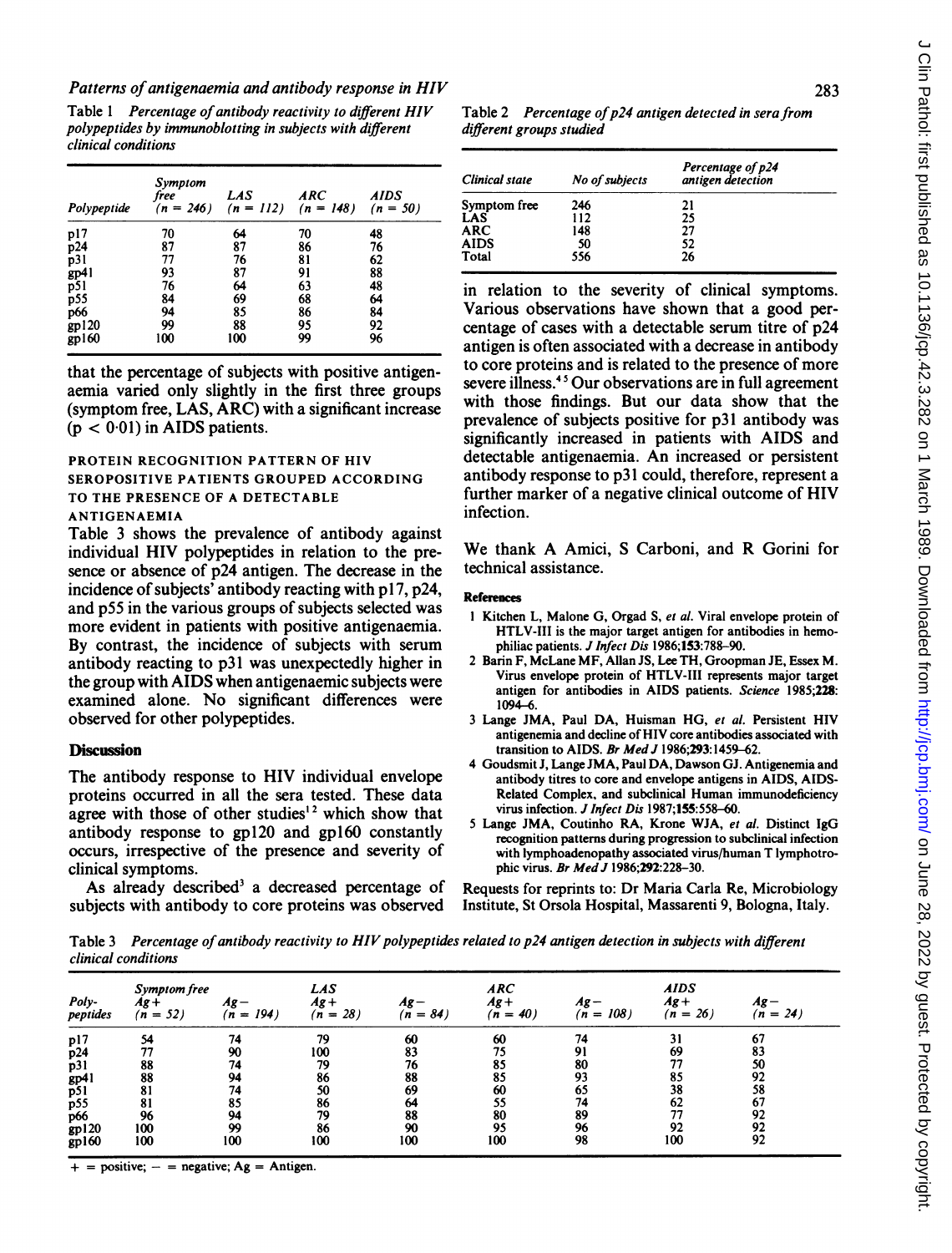Table 1 *Percentage of antibody reactivity to different HIV polypeptides by immunoblotting in subjects with different clinical conditions*

| Polypeptide | Symptom free (n = 246) | LAS (n = 112) | ARC (n = 148) | AIDS (n = 50) |
|---|---|---|---|---|
| p17 | 70 | 64 | 70 | 48 |
| p24 | 87 | 87 | 86 | 76 |
| p31 | 77 | 76 | 81 | 62 |
| gp41 | 93 | 87 | 91 | 88 |
| p51 | 76 | 64 | 63 | 48 |
| p55 | 84 | 69 | 68 | 64 |
| p66 | 94 | 85 | 86 | 84 |
| gp120 | 99 | 88 | 95 | 92 |
| gp160 | 100 | 100 | 99 | 96 |

that the percentage of subjects with positive antigenaemia varied only slightly in the first three groups (symptom free, LAS, ARC) with a significant increase ($p < 0.01$) in AIDS patients.

### PROTEIN RECOGNITION PATTERN OF HIV SEROPOSITIVE PATIENTS GROUPED ACCORDING TO THE PRESENCE OF A DETECTABLE ANTIGENAEMIA

Table 3 shows the prevalence of antibody against individual HIV polypeptides in relation to the presence or absence of p24 antigen. The decrease in the incidence of subjects' antibody reacting with p17, p24, and p55 in the various groups of subjects selected was more evident in patients with positive antigenaemia. By contrast, the incidence of subjects with serum antibody reacting to p31 was unexpectedly higher in the group with AIDS when antigenaemic subjects were examined alone. No significant differences were observed for other polypeptides.

## Discussion

The antibody response to HIV individual envelope proteins occurred in all the sera tested. These data agree with those of other studies[1,2] which show that antibody response to gp120 and gp160 constantly occurs, irrespective of the presence and severity of clinical symptoms.

As already described[3] a decreased percentage of subjects with antibody to core proteins was observed

Table 2 *Percentage of p24 antigen detected in sera from different groups studied*

| Clinical state | No of subjects | Percentage of p24 antigen detection |
|---|---|---|
| Symptom free | 246 | 21 |
| LAS | 112 | 25 |
| ARC | 148 | 27 |
| AIDS | 50 | 52 |
| Total | 556 | 26 |

in relation to the severity of clinical symptoms. Various observations have shown that a good percentage of cases with a detectable serum titre of p24 antigen is often associated with a decrease in antibody to core proteins and is related to the presence of more severe illness.[4,5] Our observations are in full agreement with those findings. But our data show that the prevalence of subjects positive for p31 antibody was significantly increased in patients with AIDS and detectable antigenaemia. An increased or persistent antibody response to p31 could, therefore, represent a further marker of a negative clinical outcome of HIV infection.

We thank A Amici, S Carboni, and R Gorini for technical assistance.

### References

1. Kitchen L, Malone G, Orgad S, *et al*. Viral envelope protein of HTLV-III is the major target antigen for antibodies in hemophiliac patients. *J Infect Dis* 1986;**153**:788–90.
2. Barin F, McLane MF, Allan JS, Lee TH, Groopman JE, Essex M. Virus envelope protein of HTLV-III represents major target antigen for antibodies in AIDS patients. *Science* 1985;**228**:1094–6.
3. Lange JMA, Paul DA, Huisman HG, *et al*. Persistent HIV antigenemia and decline of HIV core antibodies associated with transition to AIDS. *Br Med J* 1986;**293**:1459–62.
4. Goudsmit J, Lange JMA, Paul DA, Dawson GJ. Antigenemia and antibody titres to core and envelope antigens in AIDS, AIDS-Related Complex, and subclinical Human immunodeficiency virus infection. *J Infect Dis* 1987;**155**:558–60.
5. Lange JMA, Coutinho RA, Krone WJA, *et al*. Distinct IgG recognition patterns during progression to subclinical infection with lymphoadenopathy associated virus/human T lymphotrophic virus. *Br Med J* 1986;**292**:228–30.

Requests for reprints to: Dr Maria Carla Re, Microbiology Institute, St Orsola Hospital, Massarenti 9, Bologna, Italy.

Table 3 *Percentage of antibody reactivity to HIV polypeptides related to p24 antigen detection in subjects with different clinical conditions*

| Poly-peptides | Symptom free Ag+ (n = 52) | Ag− (n = 194) | LAS Ag+ (n = 28) | Ag− (n = 84) | ARC Ag+ (n = 40) | Ag− (n = 108) | AIDS Ag+ (n = 26) | Ag− (n = 24) |
|---|---|---|---|---|---|---|---|---|
| p17 | 54 | 74 | 79 | 60 | 60 | 74 | 31 | 67 |
| p24 | 77 | 90 | 100 | 83 | 75 | 91 | 69 | 83 |
| p31 | 88 | 74 | 79 | 76 | 85 | 80 | 77 | 50 |
| gp41 | 88 | 94 | 86 | 88 | 85 | 93 | 85 | 92 |
| p51 | 81 | 74 | 50 | 69 | 60 | 65 | 38 | 58 |
| p55 | 81 | 85 | 86 | 64 | 55 | 74 | 62 | 67 |
| p66 | 96 | 94 | 79 | 88 | 80 | 89 | 77 | 92 |
| gp120 | 100 | 99 | 86 | 90 | 95 | 96 | 92 | 92 |
| gp160 | 100 | 100 | 100 | 100 | 100 | 98 | 100 | 92 |

+ = positive; − = negative; Ag = Antigen.